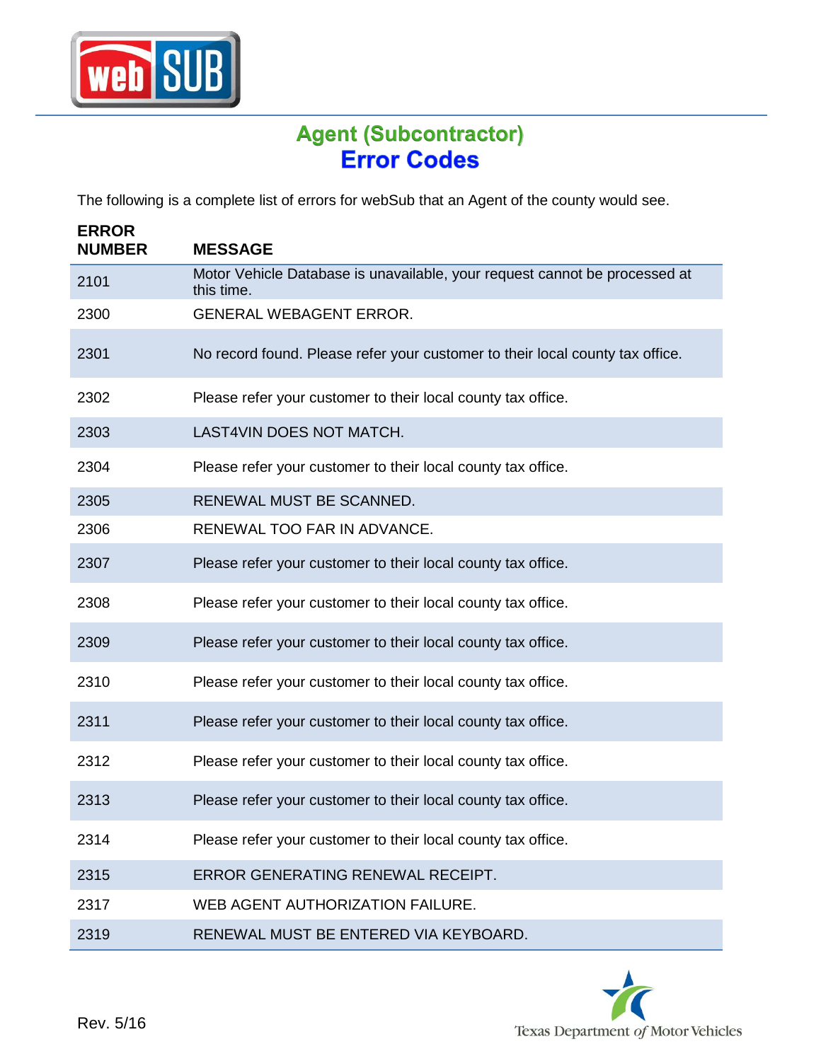# Agent (Subcontractor)
# Error Codes

The following is a complete list of errors for webSub that an Agent of the county would see.

| ERROR NUMBER | MESSAGE |
|---|---|
| 2101 | Motor Vehicle Database is unavailable, your request cannot be processed at this time. |
| 2300 | GENERAL WEBAGENT ERROR. |
| 2301 | No record found. Please refer your customer to their local county tax office. |
| 2302 | Please refer your customer to their local county tax office. |
| 2303 | LAST4VIN DOES NOT MATCH. |
| 2304 | Please refer your customer to their local county tax office. |
| 2305 | RENEWAL MUST BE SCANNED. |
| 2306 | RENEWAL TOO FAR IN ADVANCE. |
| 2307 | Please refer your customer to their local county tax office. |
| 2308 | Please refer your customer to their local county tax office. |
| 2309 | Please refer your customer to their local county tax office. |
| 2310 | Please refer your customer to their local county tax office. |
| 2311 | Please refer your customer to their local county tax office. |
| 2312 | Please refer your customer to their local county tax office. |
| 2313 | Please refer your customer to their local county tax office. |
| 2314 | Please refer your customer to their local county tax office. |
| 2315 | ERROR GENERATING RENEWAL RECEIPT. |
| 2317 | WEB AGENT AUTHORIZATION FAILURE. |
| 2319 | RENEWAL MUST BE ENTERED VIA KEYBOARD. |

Rev. 5/16

Texas Department of Motor Vehicles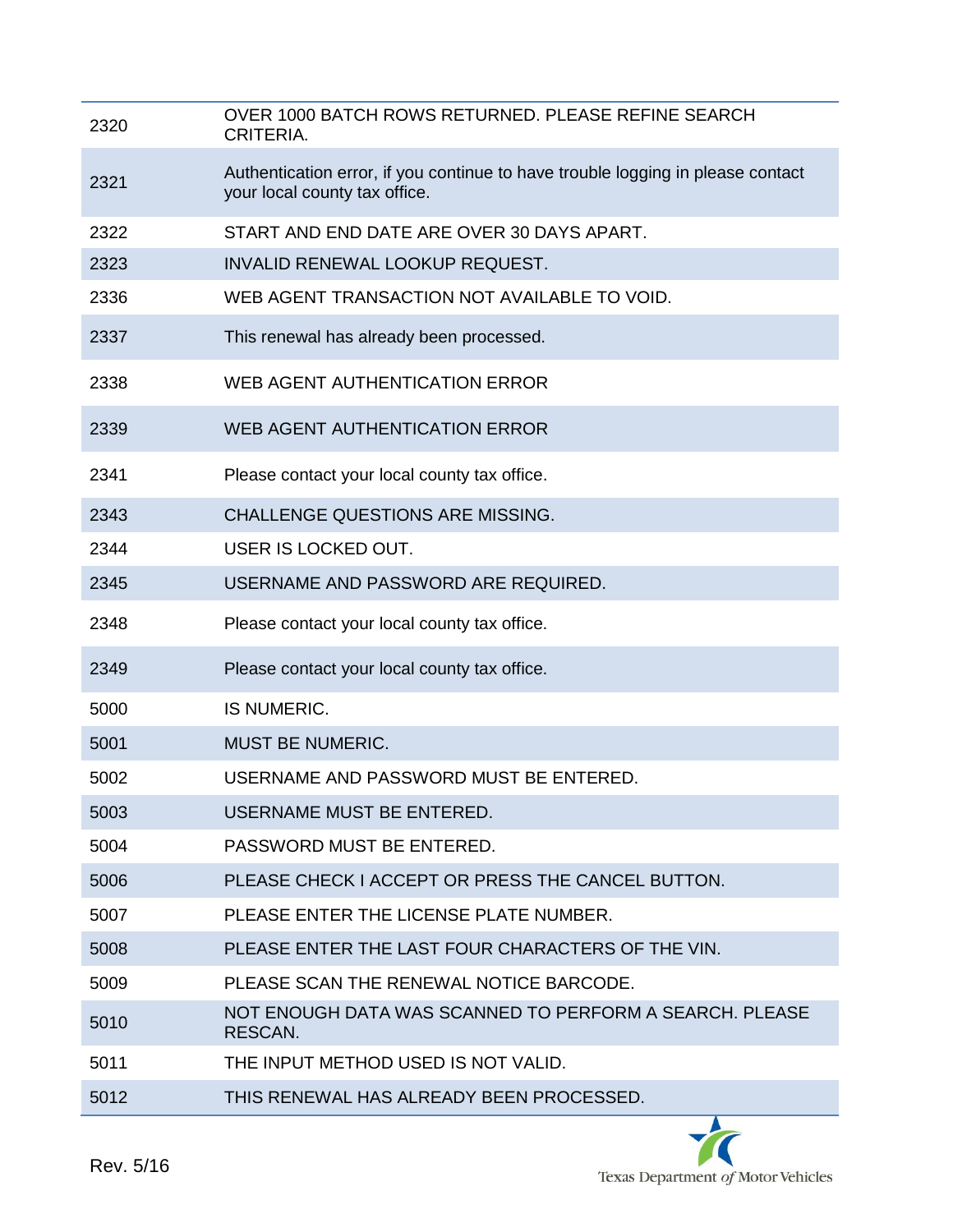| | |
|---|---|
| 2320 | OVER 1000 BATCH ROWS RETURNED. PLEASE REFINE SEARCH CRITERIA. |
| 2321 | Authentication error, if you continue to have trouble logging in please contact your local county tax office. |
| 2322 | START AND END DATE ARE OVER 30 DAYS APART. |
| 2323 | INVALID RENEWAL LOOKUP REQUEST. |
| 2336 | WEB AGENT TRANSACTION NOT AVAILABLE TO VOID. |
| 2337 | This renewal has already been processed. |
| 2338 | WEB AGENT AUTHENTICATION ERROR |
| 2339 | WEB AGENT AUTHENTICATION ERROR |
| 2341 | Please contact your local county tax office. |
| 2343 | CHALLENGE QUESTIONS ARE MISSING. |
| 2344 | USER IS LOCKED OUT. |
| 2345 | USERNAME AND PASSWORD ARE REQUIRED. |
| 2348 | Please contact your local county tax office. |
| 2349 | Please contact your local county tax office. |
| 5000 | IS NUMERIC. |
| 5001 | MUST BE NUMERIC. |
| 5002 | USERNAME AND PASSWORD MUST BE ENTERED. |
| 5003 | USERNAME MUST BE ENTERED. |
| 5004 | PASSWORD MUST BE ENTERED. |
| 5006 | PLEASE CHECK I ACCEPT OR PRESS THE CANCEL BUTTON. |
| 5007 | PLEASE ENTER THE LICENSE PLATE NUMBER. |
| 5008 | PLEASE ENTER THE LAST FOUR CHARACTERS OF THE VIN. |
| 5009 | PLEASE SCAN THE RENEWAL NOTICE BARCODE. |
| 5010 | NOT ENOUGH DATA WAS SCANNED TO PERFORM A SEARCH. PLEASE RESCAN. |
| 5011 | THE INPUT METHOD USED IS NOT VALID. |
| 5012 | THIS RENEWAL HAS ALREADY BEEN PROCESSED. |

Rev. 5/16

Texas Department *of* Motor Vehicles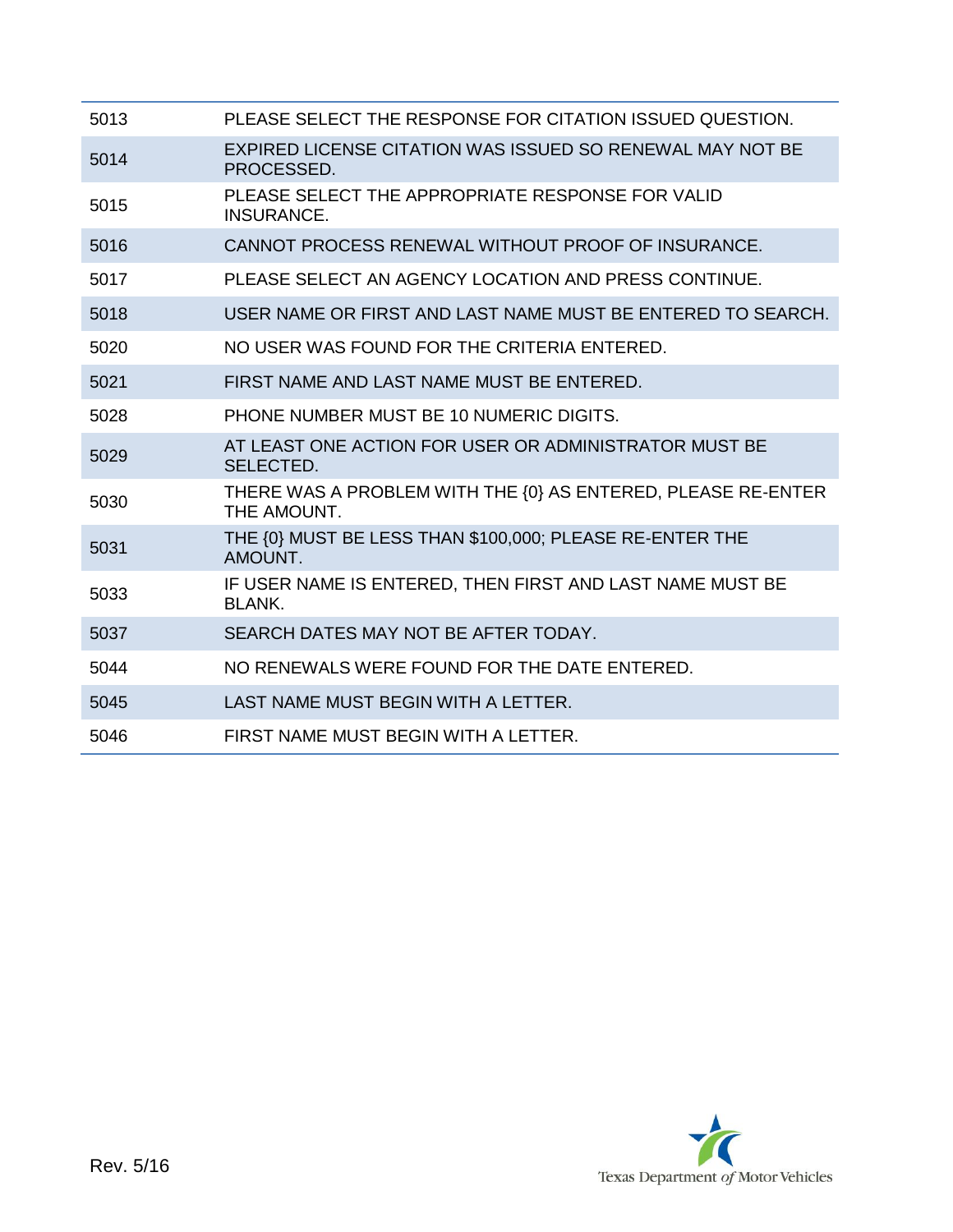| | |
|---|---|
| 5013 | PLEASE SELECT THE RESPONSE FOR CITATION ISSUED QUESTION. |
| 5014 | EXPIRED LICENSE CITATION WAS ISSUED SO RENEWAL MAY NOT BE PROCESSED. |
| 5015 | PLEASE SELECT THE APPROPRIATE RESPONSE FOR VALID INSURANCE. |
| 5016 | CANNOT PROCESS RENEWAL WITHOUT PROOF OF INSURANCE. |
| 5017 | PLEASE SELECT AN AGENCY LOCATION AND PRESS CONTINUE. |
| 5018 | USER NAME OR FIRST AND LAST NAME MUST BE ENTERED TO SEARCH. |
| 5020 | NO USER WAS FOUND FOR THE CRITERIA ENTERED. |
| 5021 | FIRST NAME AND LAST NAME MUST BE ENTERED. |
| 5028 | PHONE NUMBER MUST BE 10 NUMERIC DIGITS. |
| 5029 | AT LEAST ONE ACTION FOR USER OR ADMINISTRATOR MUST BE SELECTED. |
| 5030 | THERE WAS A PROBLEM WITH THE {0} AS ENTERED, PLEASE RE-ENTER THE AMOUNT. |
| 5031 | THE {0} MUST BE LESS THAN $100,000; PLEASE RE-ENTER THE AMOUNT. |
| 5033 | IF USER NAME IS ENTERED, THEN FIRST AND LAST NAME MUST BE BLANK. |
| 5037 | SEARCH DATES MAY NOT BE AFTER TODAY. |
| 5044 | NO RENEWALS WERE FOUND FOR THE DATE ENTERED. |
| 5045 | LAST NAME MUST BEGIN WITH A LETTER. |
| 5046 | FIRST NAME MUST BEGIN WITH A LETTER. |

Rev. 5/16

Texas Department *of* Motor Vehicles